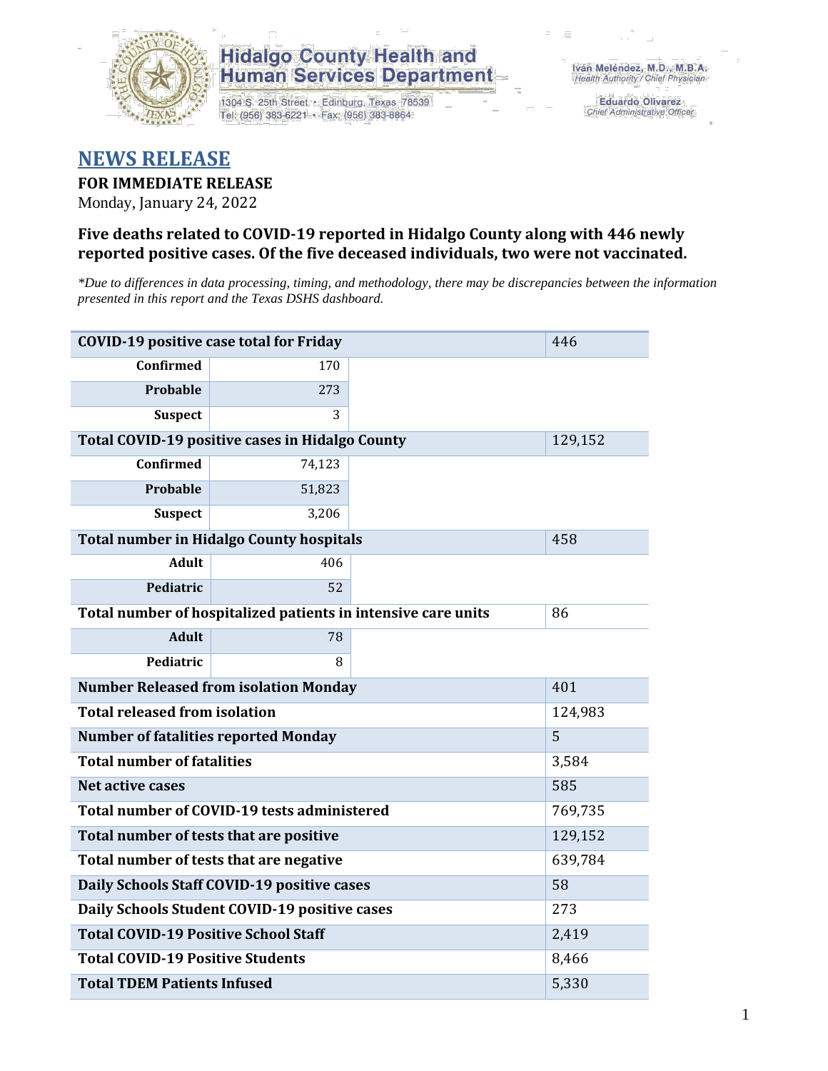**Hidalgo County Health and Human Services Department**

1304 S. 25th Street • Edinburg, Texas 78539
Tel: (956) 383-6221 • Fax: (956) 383-8864

Iván Meléndez, M.D., M.B.A.
*Health Authority / Chief Physician*

Eduardo Olivarez
*Chief Administrative Officer*

# NEWS RELEASE

**FOR IMMEDIATE RELEASE**

Monday, January 24, 2022

### Five deaths related to COVID-19 reported in Hidalgo County along with 446 newly reported positive cases. Of the five deceased individuals, two were not vaccinated.

*\*Due to differences in data processing, timing, and methodology, there may be discrepancies between the information presented in this report and the Texas DSHS dashboard.*

| | | |
|---|---|---|
| **COVID-19 positive case total for Friday** | | 446 |
| **Confirmed** | 170 | |
| **Probable** | 273 | |
| **Suspect** | 3 | |
| **Total COVID-19 positive cases in Hidalgo County** | | 129,152 |
| **Confirmed** | 74,123 | |
| **Probable** | 51,823 | |
| **Suspect** | 3,206 | |
| **Total number in Hidalgo County hospitals** | | 458 |
| **Adult** | 406 | |
| **Pediatric** | 52 | |
| **Total number of hospitalized patients in intensive care units** | | 86 |
| **Adult** | 78 | |
| **Pediatric** | 8 | |
| **Number Released from isolation Monday** | | 401 |
| **Total released from isolation** | | 124,983 |
| **Number of fatalities reported Monday** | | 5 |
| **Total number of fatalities** | | 3,584 |
| **Net active cases** | | 585 |
| **Total number of COVID-19 tests administered** | | 769,735 |
| **Total number of tests that are positive** | | 129,152 |
| **Total number of tests that are negative** | | 639,784 |
| **Daily Schools Staff COVID-19 positive cases** | | 58 |
| **Daily Schools Student COVID-19 positive cases** | | 273 |
| **Total COVID-19 Positive School Staff** | | 2,419 |
| **Total COVID-19 Positive Students** | | 8,466 |
| **Total TDEM Patients Infused** | | 5,330 |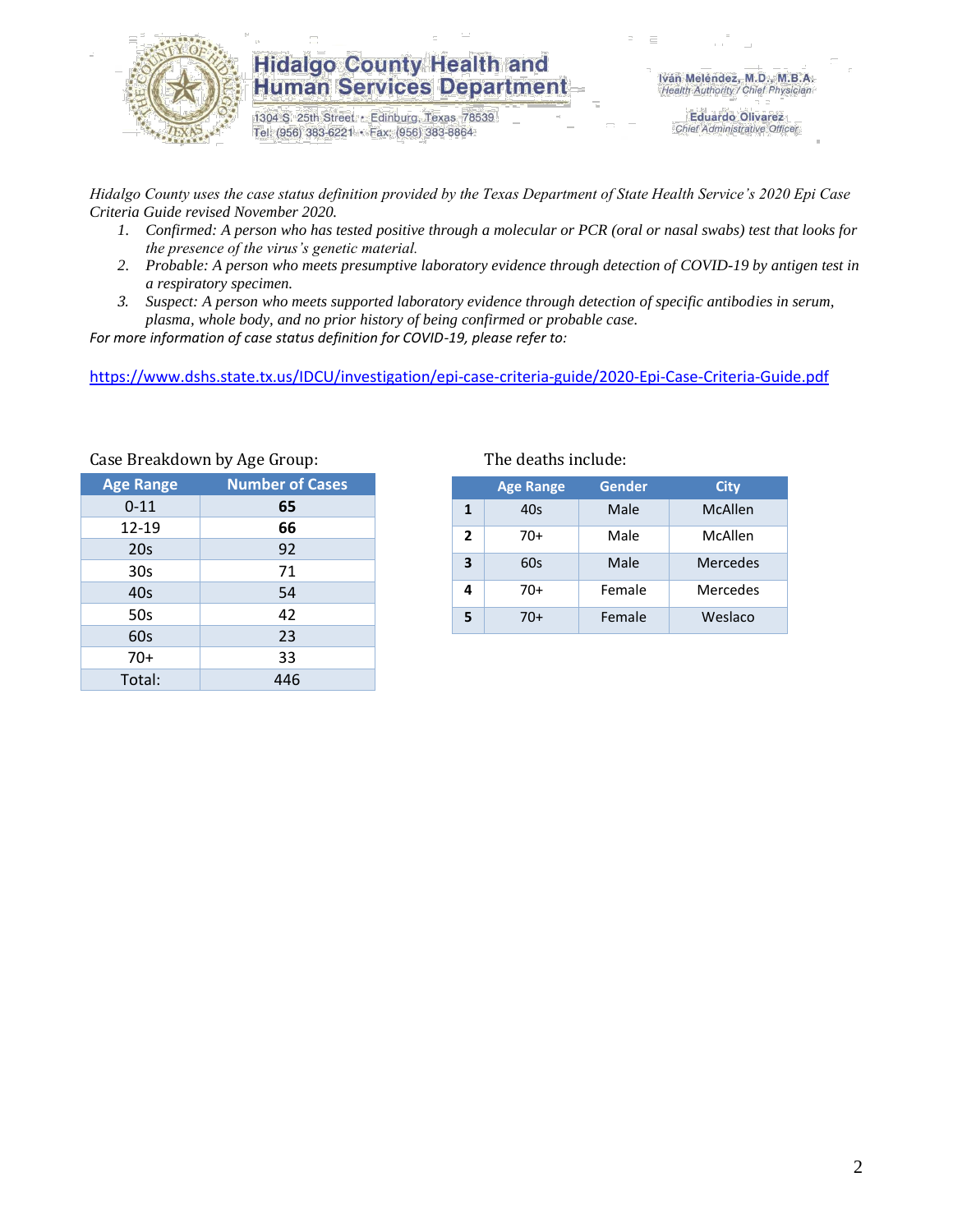*Hidalgo County uses the case status definition provided by the Texas Department of State Health Service's 2020 Epi Case Criteria Guide revised November 2020.*

1. *Confirmed: A person who has tested positive through a molecular or PCR (oral or nasal swabs) test that looks for the presence of the virus's genetic material.*
2. *Probable: A person who meets presumptive laboratory evidence through detection of COVID-19 by antigen test in a respiratory specimen.*
3. *Suspect: A person who meets supported laboratory evidence through detection of specific antibodies in serum, plasma, whole body, and no prior history of being confirmed or probable case.*

*For more information of case status definition for COVID-19, please refer to:*

https://www.dshs.state.tx.us/IDCU/investigation/epi-case-criteria-guide/2020-Epi-Case-Criteria-Guide.pdf

Case Breakdown by Age Group:

| Age Range | Number of Cases |
|---|---|
| 0-11 | **65** |
| 12-19 | **66** |
| 20s | 92 |
| 30s | 71 |
| 40s | 54 |
| 50s | 42 |
| 60s | 23 |
| 70+ | 33 |
| Total: | 446 |

The deaths include:

| | Age Range | Gender | City |
|---|---|---|---|
| **1** | 40s | Male | McAllen |
| **2** | 70+ | Male | McAllen |
| **3** | 60s | Male | Mercedes |
| **4** | 70+ | Female | Mercedes |
| **5** | 70+ | Female | Weslaco |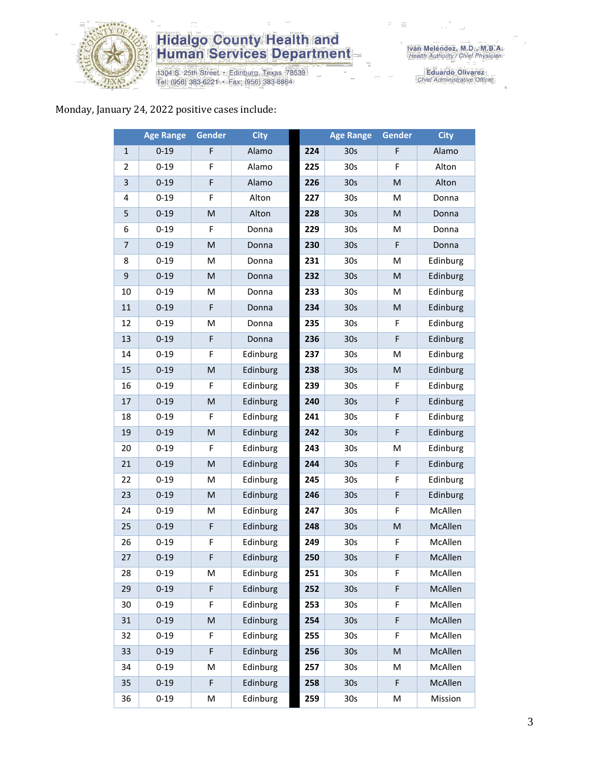Monday, January 24, 2022 positive cases include:

| | Age Range | Gender | City | | Age Range | Gender | City |
|---|---|---|---|---|---|---|---|
| 1 | 0-19 | F | Alamo | 224 | 30s | F | Alamo |
| 2 | 0-19 | F | Alamo | 225 | 30s | F | Alton |
| 3 | 0-19 | F | Alamo | 226 | 30s | M | Alton |
| 4 | 0-19 | F | Alton | 227 | 30s | M | Donna |
| 5 | 0-19 | M | Alton | 228 | 30s | M | Donna |
| 6 | 0-19 | F | Donna | 229 | 30s | M | Donna |
| 7 | 0-19 | M | Donna | 230 | 30s | F | Donna |
| 8 | 0-19 | M | Donna | 231 | 30s | M | Edinburg |
| 9 | 0-19 | M | Donna | 232 | 30s | M | Edinburg |
| 10 | 0-19 | M | Donna | 233 | 30s | M | Edinburg |
| 11 | 0-19 | F | Donna | 234 | 30s | M | Edinburg |
| 12 | 0-19 | M | Donna | 235 | 30s | F | Edinburg |
| 13 | 0-19 | F | Donna | 236 | 30s | F | Edinburg |
| 14 | 0-19 | F | Edinburg | 237 | 30s | M | Edinburg |
| 15 | 0-19 | M | Edinburg | 238 | 30s | M | Edinburg |
| 16 | 0-19 | F | Edinburg | 239 | 30s | F | Edinburg |
| 17 | 0-19 | M | Edinburg | 240 | 30s | F | Edinburg |
| 18 | 0-19 | F | Edinburg | 241 | 30s | F | Edinburg |
| 19 | 0-19 | M | Edinburg | 242 | 30s | F | Edinburg |
| 20 | 0-19 | F | Edinburg | 243 | 30s | M | Edinburg |
| 21 | 0-19 | M | Edinburg | 244 | 30s | F | Edinburg |
| 22 | 0-19 | M | Edinburg | 245 | 30s | F | Edinburg |
| 23 | 0-19 | M | Edinburg | 246 | 30s | F | Edinburg |
| 24 | 0-19 | M | Edinburg | 247 | 30s | F | McAllen |
| 25 | 0-19 | F | Edinburg | 248 | 30s | M | McAllen |
| 26 | 0-19 | F | Edinburg | 249 | 30s | F | McAllen |
| 27 | 0-19 | F | Edinburg | 250 | 30s | F | McAllen |
| 28 | 0-19 | M | Edinburg | 251 | 30s | F | McAllen |
| 29 | 0-19 | F | Edinburg | 252 | 30s | F | McAllen |
| 30 | 0-19 | F | Edinburg | 253 | 30s | F | McAllen |
| 31 | 0-19 | M | Edinburg | 254 | 30s | F | McAllen |
| 32 | 0-19 | F | Edinburg | 255 | 30s | F | McAllen |
| 33 | 0-19 | F | Edinburg | 256 | 30s | M | McAllen |
| 34 | 0-19 | M | Edinburg | 257 | 30s | M | McAllen |
| 35 | 0-19 | F | Edinburg | 258 | 30s | F | McAllen |
| 36 | 0-19 | M | Edinburg | 259 | 30s | M | Mission |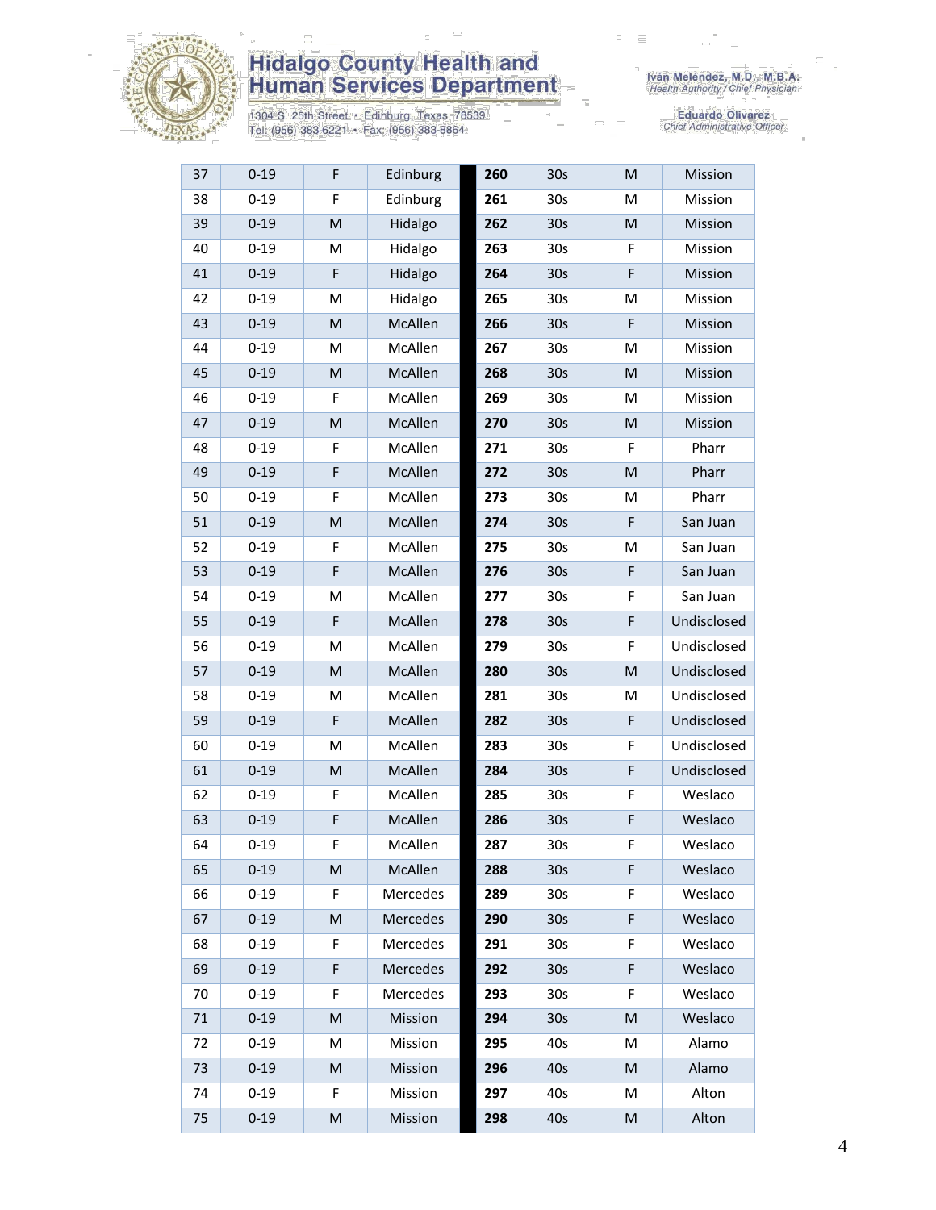# Hidalgo County Health and Human Services Department

1304 S. 25th Street • Edinburg, Texas 78539
Tel: (956) 383-6221 • Fax: (956) 383-8864

Iván Meléndez, M.D., M.B.A.
*Health Authority / Chief Physician*

Eduardo Olivarez
*Chief Administrative Officer*

| | | | | | | | | |
|---|---|---|---|---|---|---|---|---|
| 37 | 0-19 | F | Edinburg | | **260** | 30s | M | Mission |
| 38 | 0-19 | F | Edinburg | | **261** | 30s | M | Mission |
| 39 | 0-19 | M | Hidalgo | | **262** | 30s | M | Mission |
| 40 | 0-19 | M | Hidalgo | | **263** | 30s | F | Mission |
| 41 | 0-19 | F | Hidalgo | | **264** | 30s | F | Mission |
| 42 | 0-19 | M | Hidalgo | | **265** | 30s | M | Mission |
| 43 | 0-19 | M | McAllen | | **266** | 30s | F | Mission |
| 44 | 0-19 | M | McAllen | | **267** | 30s | M | Mission |
| 45 | 0-19 | M | McAllen | | **268** | 30s | M | Mission |
| 46 | 0-19 | F | McAllen | | **269** | 30s | M | Mission |
| 47 | 0-19 | M | McAllen | | **270** | 30s | M | Mission |
| 48 | 0-19 | F | McAllen | | **271** | 30s | F | Pharr |
| 49 | 0-19 | F | McAllen | | **272** | 30s | M | Pharr |
| 50 | 0-19 | F | McAllen | | **273** | 30s | M | Pharr |
| 51 | 0-19 | M | McAllen | | **274** | 30s | F | San Juan |
| 52 | 0-19 | F | McAllen | | **275** | 30s | M | San Juan |
| 53 | 0-19 | F | McAllen | | **276** | 30s | F | San Juan |
| 54 | 0-19 | M | McAllen | | **277** | 30s | F | San Juan |
| 55 | 0-19 | F | McAllen | | **278** | 30s | F | Undisclosed |
| 56 | 0-19 | M | McAllen | | **279** | 30s | F | Undisclosed |
| 57 | 0-19 | M | McAllen | | **280** | 30s | M | Undisclosed |
| 58 | 0-19 | M | McAllen | | **281** | 30s | M | Undisclosed |
| 59 | 0-19 | F | McAllen | | **282** | 30s | F | Undisclosed |
| 60 | 0-19 | M | McAllen | | **283** | 30s | F | Undisclosed |
| 61 | 0-19 | M | McAllen | | **284** | 30s | F | Undisclosed |
| 62 | 0-19 | F | McAllen | | **285** | 30s | F | Weslaco |
| 63 | 0-19 | F | McAllen | | **286** | 30s | F | Weslaco |
| 64 | 0-19 | F | McAllen | | **287** | 30s | F | Weslaco |
| 65 | 0-19 | M | McAllen | | **288** | 30s | F | Weslaco |
| 66 | 0-19 | F | Mercedes | | **289** | 30s | F | Weslaco |
| 67 | 0-19 | M | Mercedes | | **290** | 30s | F | Weslaco |
| 68 | 0-19 | F | Mercedes | | **291** | 30s | F | Weslaco |
| 69 | 0-19 | F | Mercedes | | **292** | 30s | F | Weslaco |
| 70 | 0-19 | F | Mercedes | | **293** | 30s | F | Weslaco |
| 71 | 0-19 | M | Mission | | **294** | 30s | M | Weslaco |
| 72 | 0-19 | M | Mission | | **295** | 40s | M | Alamo |
| 73 | 0-19 | M | Mission | | **296** | 40s | M | Alamo |
| 74 | 0-19 | F | Mission | | **297** | 40s | M | Alton |
| 75 | 0-19 | M | Mission | | **298** | 40s | M | Alton |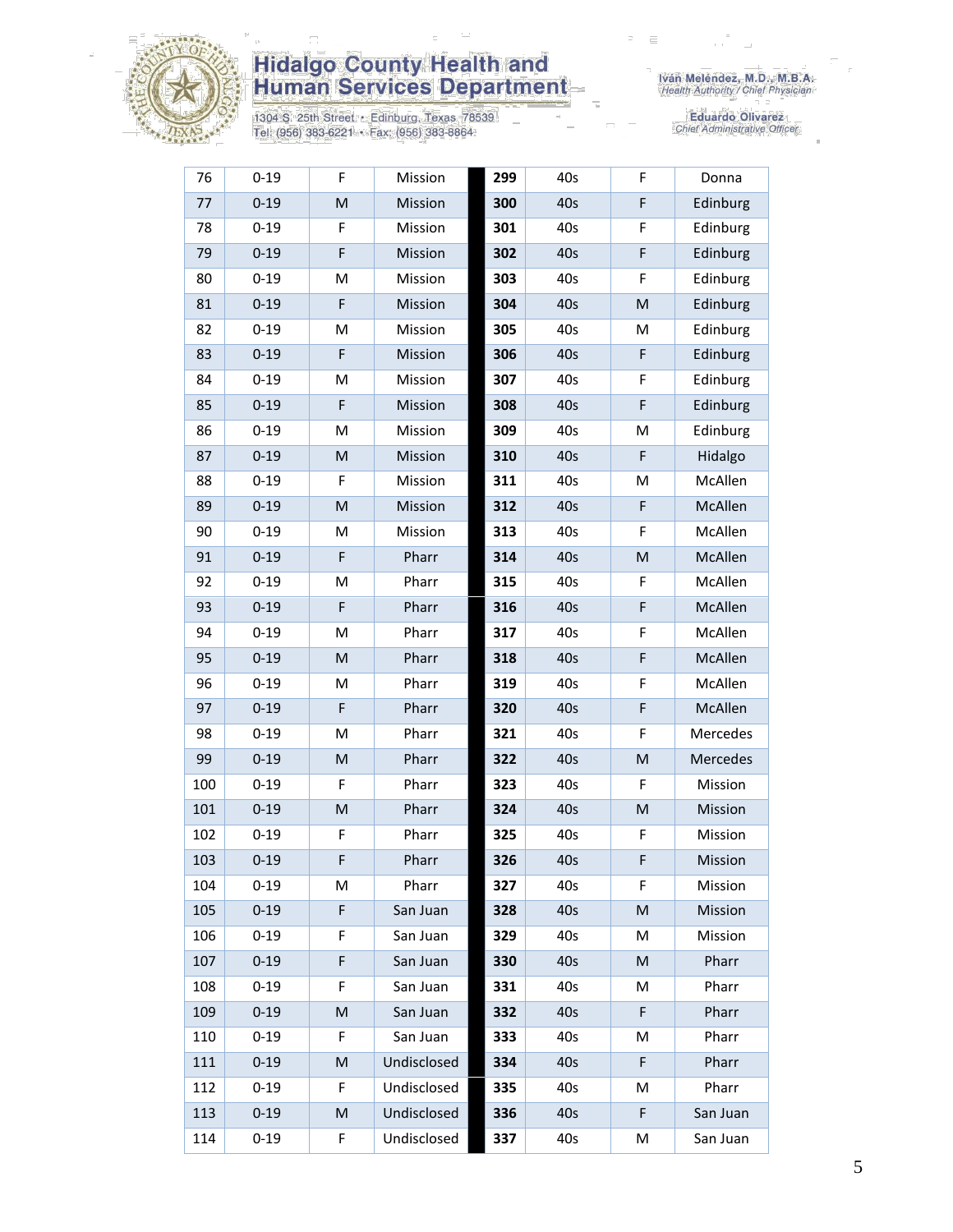# Hidalgo County Health and Human Services Department

1304 S. 25th Street • Edinburg, Texas 78539
Tel: (956) 383-6221 • Fax: (956) 383-8864

Iván Meléndez, M.D., M.B.A.
*Health Authority / Chief Physician*

Eduardo Olivarez
*Chief Administrative Officer*

| | | | | | | | |
|---|---|---|---|---|---|---|---|
| 76 | 0-19 | F | Mission | **299** | 40s | F | Donna |
| 77 | 0-19 | M | Mission | **300** | 40s | F | Edinburg |
| 78 | 0-19 | F | Mission | **301** | 40s | F | Edinburg |
| 79 | 0-19 | F | Mission | **302** | 40s | F | Edinburg |
| 80 | 0-19 | M | Mission | **303** | 40s | F | Edinburg |
| 81 | 0-19 | F | Mission | **304** | 40s | M | Edinburg |
| 82 | 0-19 | M | Mission | **305** | 40s | M | Edinburg |
| 83 | 0-19 | F | Mission | **306** | 40s | F | Edinburg |
| 84 | 0-19 | M | Mission | **307** | 40s | F | Edinburg |
| 85 | 0-19 | F | Mission | **308** | 40s | F | Edinburg |
| 86 | 0-19 | M | Mission | **309** | 40s | M | Edinburg |
| 87 | 0-19 | M | Mission | **310** | 40s | F | Hidalgo |
| 88 | 0-19 | F | Mission | **311** | 40s | M | McAllen |
| 89 | 0-19 | M | Mission | **312** | 40s | F | McAllen |
| 90 | 0-19 | M | Mission | **313** | 40s | F | McAllen |
| 91 | 0-19 | F | Pharr | **314** | 40s | M | McAllen |
| 92 | 0-19 | M | Pharr | **315** | 40s | F | McAllen |
| 93 | 0-19 | F | Pharr | **316** | 40s | F | McAllen |
| 94 | 0-19 | M | Pharr | **317** | 40s | F | McAllen |
| 95 | 0-19 | M | Pharr | **318** | 40s | F | McAllen |
| 96 | 0-19 | M | Pharr | **319** | 40s | F | McAllen |
| 97 | 0-19 | F | Pharr | **320** | 40s | F | McAllen |
| 98 | 0-19 | M | Pharr | **321** | 40s | F | Mercedes |
| 99 | 0-19 | M | Pharr | **322** | 40s | M | Mercedes |
| 100 | 0-19 | F | Pharr | **323** | 40s | F | Mission |
| 101 | 0-19 | M | Pharr | **324** | 40s | M | Mission |
| 102 | 0-19 | F | Pharr | **325** | 40s | F | Mission |
| 103 | 0-19 | F | Pharr | **326** | 40s | F | Mission |
| 104 | 0-19 | M | Pharr | **327** | 40s | F | Mission |
| 105 | 0-19 | F | San Juan | **328** | 40s | M | Mission |
| 106 | 0-19 | F | San Juan | **329** | 40s | M | Mission |
| 107 | 0-19 | F | San Juan | **330** | 40s | M | Pharr |
| 108 | 0-19 | F | San Juan | **331** | 40s | M | Pharr |
| 109 | 0-19 | M | San Juan | **332** | 40s | F | Pharr |
| 110 | 0-19 | F | San Juan | **333** | 40s | M | Pharr |
| 111 | 0-19 | M | Undisclosed | **334** | 40s | F | Pharr |
| 112 | 0-19 | F | Undisclosed | **335** | 40s | M | Pharr |
| 113 | 0-19 | M | Undisclosed | **336** | 40s | F | San Juan |
| 114 | 0-19 | F | Undisclosed | **337** | 40s | M | San Juan |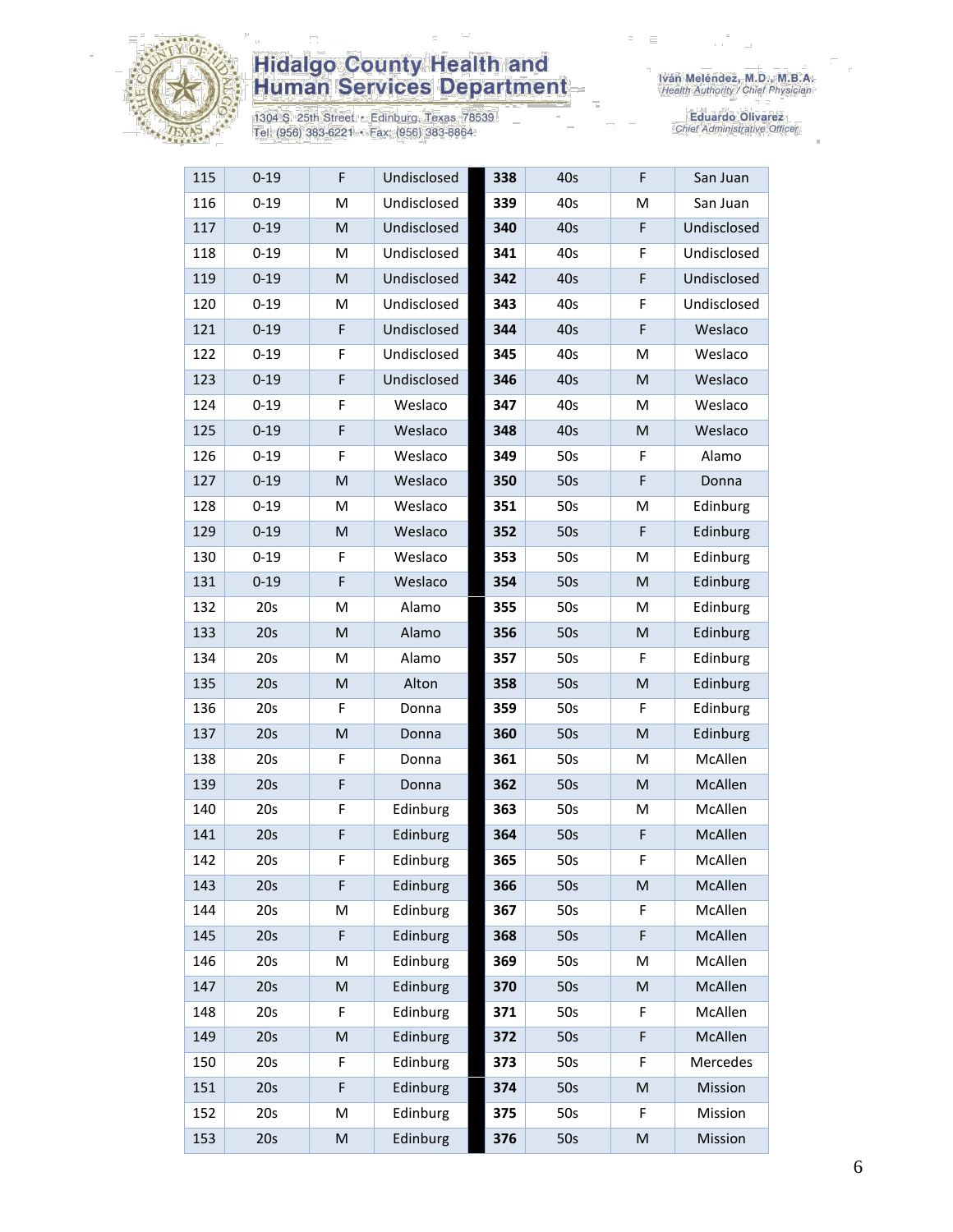| 115 | 0-19 | F | Undisclosed | 338 | 40s | F | San Juan |
|---|---|---|---|---|---|---|---|
| 116 | 0-19 | M | Undisclosed | 339 | 40s | M | San Juan |
| 117 | 0-19 | M | Undisclosed | 340 | 40s | F | Undisclosed |
| 118 | 0-19 | M | Undisclosed | 341 | 40s | F | Undisclosed |
| 119 | 0-19 | M | Undisclosed | 342 | 40s | F | Undisclosed |
| 120 | 0-19 | M | Undisclosed | 343 | 40s | F | Undisclosed |
| 121 | 0-19 | F | Undisclosed | 344 | 40s | F | Weslaco |
| 122 | 0-19 | F | Undisclosed | 345 | 40s | M | Weslaco |
| 123 | 0-19 | F | Undisclosed | 346 | 40s | M | Weslaco |
| 124 | 0-19 | F | Weslaco | 347 | 40s | M | Weslaco |
| 125 | 0-19 | F | Weslaco | 348 | 40s | M | Weslaco |
| 126 | 0-19 | F | Weslaco | 349 | 50s | F | Alamo |
| 127 | 0-19 | M | Weslaco | 350 | 50s | F | Donna |
| 128 | 0-19 | M | Weslaco | 351 | 50s | M | Edinburg |
| 129 | 0-19 | M | Weslaco | 352 | 50s | F | Edinburg |
| 130 | 0-19 | F | Weslaco | 353 | 50s | M | Edinburg |
| 131 | 0-19 | F | Weslaco | 354 | 50s | M | Edinburg |
| 132 | 20s | M | Alamo | 355 | 50s | M | Edinburg |
| 133 | 20s | M | Alamo | 356 | 50s | M | Edinburg |
| 134 | 20s | M | Alamo | 357 | 50s | F | Edinburg |
| 135 | 20s | M | Alton | 358 | 50s | M | Edinburg |
| 136 | 20s | F | Donna | 359 | 50s | F | Edinburg |
| 137 | 20s | M | Donna | 360 | 50s | M | Edinburg |
| 138 | 20s | F | Donna | 361 | 50s | M | McAllen |
| 139 | 20s | F | Donna | 362 | 50s | M | McAllen |
| 140 | 20s | F | Edinburg | 363 | 50s | M | McAllen |
| 141 | 20s | F | Edinburg | 364 | 50s | F | McAllen |
| 142 | 20s | F | Edinburg | 365 | 50s | F | McAllen |
| 143 | 20s | F | Edinburg | 366 | 50s | M | McAllen |
| 144 | 20s | M | Edinburg | 367 | 50s | F | McAllen |
| 145 | 20s | F | Edinburg | 368 | 50s | F | McAllen |
| 146 | 20s | M | Edinburg | 369 | 50s | M | McAllen |
| 147 | 20s | M | Edinburg | 370 | 50s | M | McAllen |
| 148 | 20s | F | Edinburg | 371 | 50s | F | McAllen |
| 149 | 20s | M | Edinburg | 372 | 50s | F | McAllen |
| 150 | 20s | F | Edinburg | 373 | 50s | F | Mercedes |
| 151 | 20s | F | Edinburg | 374 | 50s | M | Mission |
| 152 | 20s | M | Edinburg | 375 | 50s | F | Mission |
| 153 | 20s | M | Edinburg | 376 | 50s | M | Mission |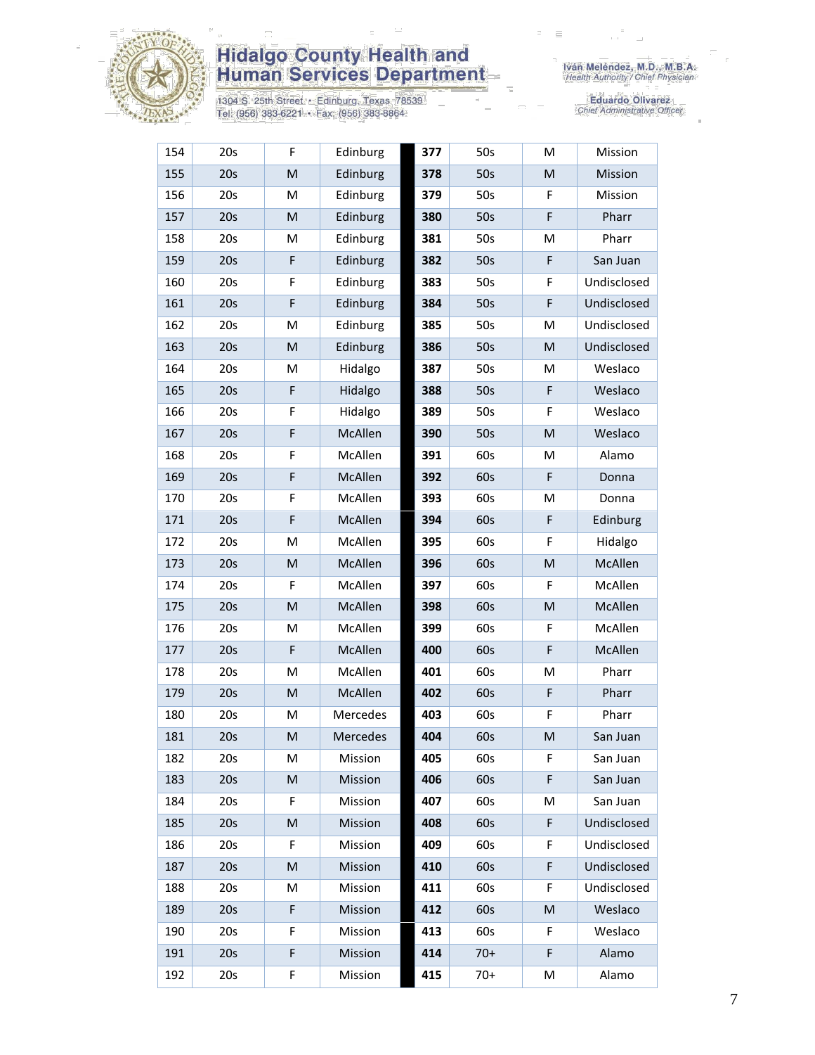Hidalgo County Health and Human Services Department

1304 S. 25th Street • Edinburg, Texas 78539
Tel: (956) 383-6221 • Fax: (956) 383-8864

Iván Meléndez, M.D., M.B.A.
*Health Authority / Chief Physician*

Eduardo Olivarez
*Chief Administrative Officer*

| | | | | | | | |
|---|---|---|---|---|---|---|---|
| 154 | 20s | F | Edinburg | **377** | 50s | M | Mission |
| 155 | 20s | M | Edinburg | **378** | 50s | M | Mission |
| 156 | 20s | M | Edinburg | **379** | 50s | F | Mission |
| 157 | 20s | M | Edinburg | **380** | 50s | F | Pharr |
| 158 | 20s | M | Edinburg | **381** | 50s | M | Pharr |
| 159 | 20s | F | Edinburg | **382** | 50s | F | San Juan |
| 160 | 20s | F | Edinburg | **383** | 50s | F | Undisclosed |
| 161 | 20s | F | Edinburg | **384** | 50s | F | Undisclosed |
| 162 | 20s | M | Edinburg | **385** | 50s | M | Undisclosed |
| 163 | 20s | M | Edinburg | **386** | 50s | M | Undisclosed |
| 164 | 20s | M | Hidalgo | **387** | 50s | M | Weslaco |
| 165 | 20s | F | Hidalgo | **388** | 50s | F | Weslaco |
| 166 | 20s | F | Hidalgo | **389** | 50s | F | Weslaco |
| 167 | 20s | F | McAllen | **390** | 50s | M | Weslaco |
| 168 | 20s | F | McAllen | **391** | 60s | M | Alamo |
| 169 | 20s | F | McAllen | **392** | 60s | F | Donna |
| 170 | 20s | F | McAllen | **393** | 60s | M | Donna |
| 171 | 20s | F | McAllen | **394** | 60s | F | Edinburg |
| 172 | 20s | M | McAllen | **395** | 60s | F | Hidalgo |
| 173 | 20s | M | McAllen | **396** | 60s | M | McAllen |
| 174 | 20s | F | McAllen | **397** | 60s | F | McAllen |
| 175 | 20s | M | McAllen | **398** | 60s | M | McAllen |
| 176 | 20s | M | McAllen | **399** | 60s | F | McAllen |
| 177 | 20s | F | McAllen | **400** | 60s | F | McAllen |
| 178 | 20s | M | McAllen | **401** | 60s | M | Pharr |
| 179 | 20s | M | McAllen | **402** | 60s | F | Pharr |
| 180 | 20s | M | Mercedes | **403** | 60s | F | Pharr |
| 181 | 20s | M | Mercedes | **404** | 60s | M | San Juan |
| 182 | 20s | M | Mission | **405** | 60s | F | San Juan |
| 183 | 20s | M | Mission | **406** | 60s | F | San Juan |
| 184 | 20s | F | Mission | **407** | 60s | M | San Juan |
| 185 | 20s | M | Mission | **408** | 60s | F | Undisclosed |
| 186 | 20s | F | Mission | **409** | 60s | F | Undisclosed |
| 187 | 20s | M | Mission | **410** | 60s | F | Undisclosed |
| 188 | 20s | M | Mission | **411** | 60s | F | Undisclosed |
| 189 | 20s | F | Mission | **412** | 60s | M | Weslaco |
| 190 | 20s | F | Mission | **413** | 60s | F | Weslaco |
| 191 | 20s | F | Mission | **414** | 70+ | F | Alamo |
| 192 | 20s | F | Mission | **415** | 70+ | M | Alamo |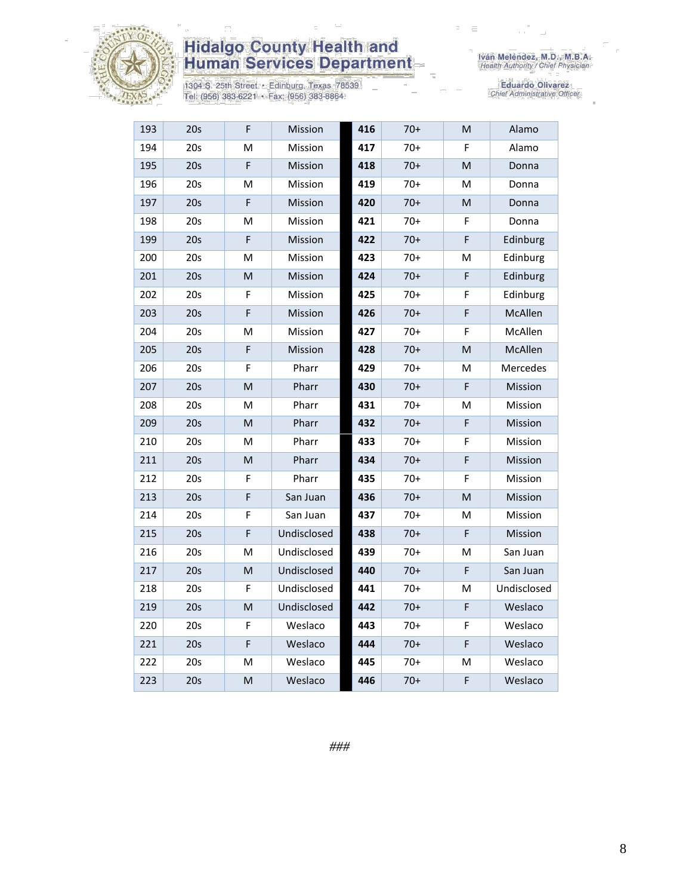| | | | | | | | |
|---|---|---|---|---|---|---|---|
| 193 | 20s | F | Mission | **416** | 70+ | M | Alamo |
| 194 | 20s | M | Mission | **417** | 70+ | F | Alamo |
| 195 | 20s | F | Mission | **418** | 70+ | M | Donna |
| 196 | 20s | M | Mission | **419** | 70+ | M | Donna |
| 197 | 20s | F | Mission | **420** | 70+ | M | Donna |
| 198 | 20s | M | Mission | **421** | 70+ | F | Donna |
| 199 | 20s | F | Mission | **422** | 70+ | F | Edinburg |
| 200 | 20s | M | Mission | **423** | 70+ | M | Edinburg |
| 201 | 20s | M | Mission | **424** | 70+ | F | Edinburg |
| 202 | 20s | F | Mission | **425** | 70+ | F | Edinburg |
| 203 | 20s | F | Mission | **426** | 70+ | F | McAllen |
| 204 | 20s | M | Mission | **427** | 70+ | F | McAllen |
| 205 | 20s | F | Mission | **428** | 70+ | M | McAllen |
| 206 | 20s | F | Pharr | **429** | 70+ | M | Mercedes |
| 207 | 20s | M | Pharr | **430** | 70+ | F | Mission |
| 208 | 20s | M | Pharr | **431** | 70+ | M | Mission |
| 209 | 20s | M | Pharr | **432** | 70+ | F | Mission |
| 210 | 20s | M | Pharr | **433** | 70+ | F | Mission |
| 211 | 20s | M | Pharr | **434** | 70+ | F | Mission |
| 212 | 20s | F | Pharr | **435** | 70+ | F | Mission |
| 213 | 20s | F | San Juan | **436** | 70+ | M | Mission |
| 214 | 20s | F | San Juan | **437** | 70+ | M | Mission |
| 215 | 20s | F | Undisclosed | **438** | 70+ | F | Mission |
| 216 | 20s | M | Undisclosed | **439** | 70+ | M | San Juan |
| 217 | 20s | M | Undisclosed | **440** | 70+ | F | San Juan |
| 218 | 20s | F | Undisclosed | **441** | 70+ | M | Undisclosed |
| 219 | 20s | M | Undisclosed | **442** | 70+ | F | Weslaco |
| 220 | 20s | F | Weslaco | **443** | 70+ | F | Weslaco |
| 221 | 20s | F | Weslaco | **444** | 70+ | F | Weslaco |
| 222 | 20s | M | Weslaco | **445** | 70+ | M | Weslaco |
| 223 | 20s | M | Weslaco | **446** | 70+ | F | Weslaco |

###